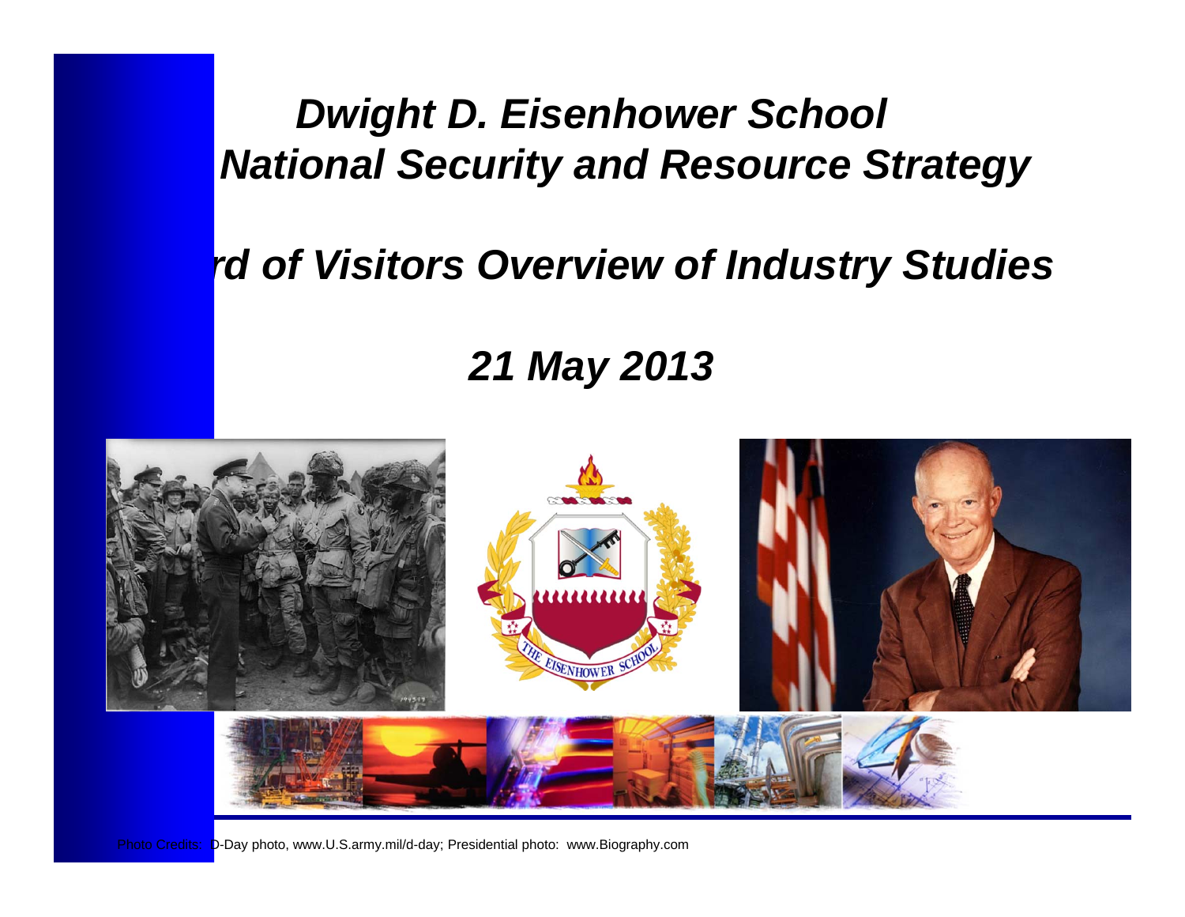# Dwight D. Eisenhower School National Security and Resource Strategy

## rd of Visitors Overview of Industry Studies

## 21 May 2013

Photo Credits: D-Day photo, www.U.S.army.mil/d-day; Presidential photo: www.Biography.com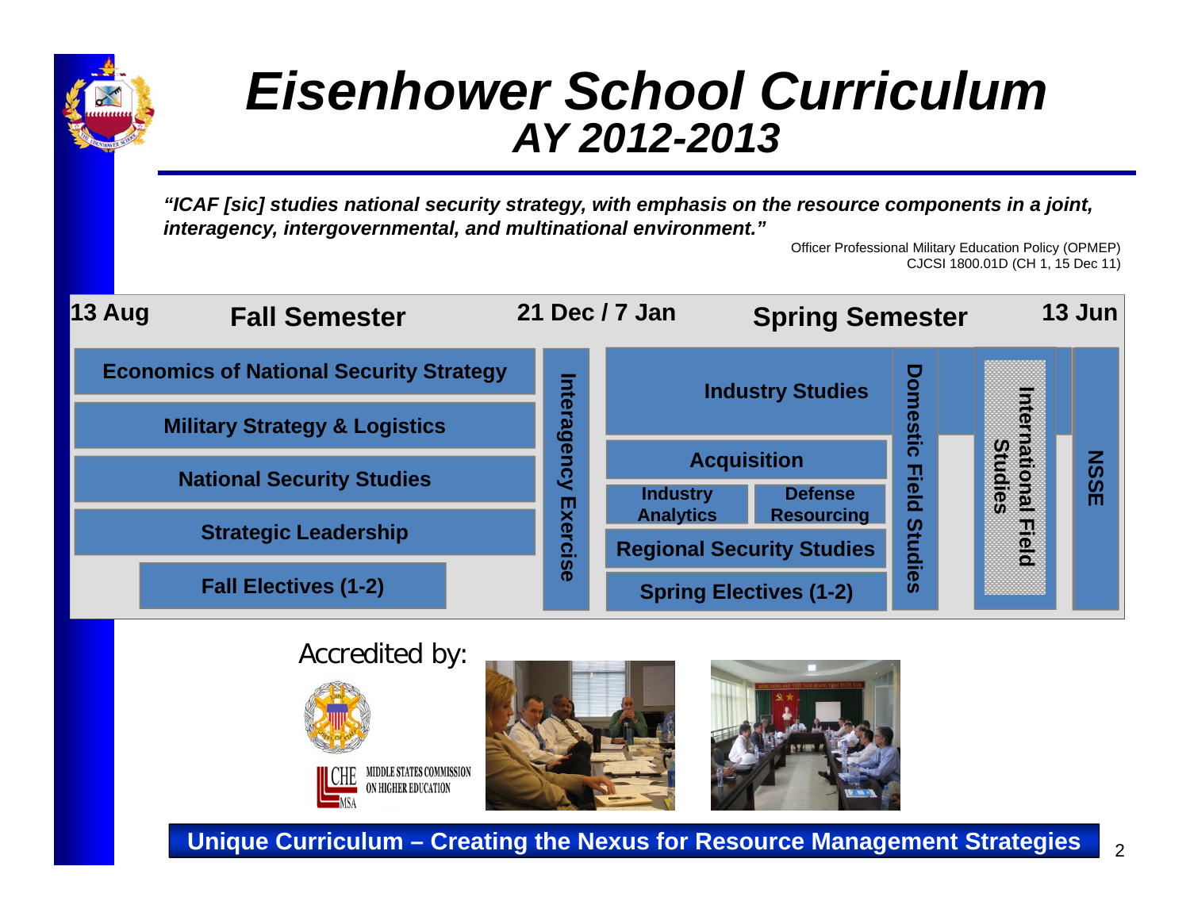# *Eisenhower School Curriculum*
## *AY 2012-2013*

***"ICAF [sic] studies national security strategy, with emphasis on the resource components in a joint, interagency, intergovernmental, and multinational environment."***

Officer Professional Military Education Policy (OPMEP)
CJCSI 1800.01D (CH 1, 15 Dec 11)

| 13 Aug — Fall Semester | 21 Dec / 7 Jan | Spring Semester | | | 13 Jun |
|---|---|---|---|---|---|
| Economics of National Security Strategy | Interagency Exercise | Industry Studies | Domestic Field Studies | International Field Studies | NSSE |
| Military Strategy & Logistics | | Acquisition | | | |
| National Security Studies | | Industry Analytics / Defense Resourcing | | | |
| Strategic Leadership | | Regional Security Studies | | | |
| Fall Electives (1-2) | | Spring Electives (1-2) | | | |

Accredited by:

MIDDLE STATES COMMISSION ON HIGHER EDUCATION

**Unique Curriculum – Creating the Nexus for Resource Management Strategies**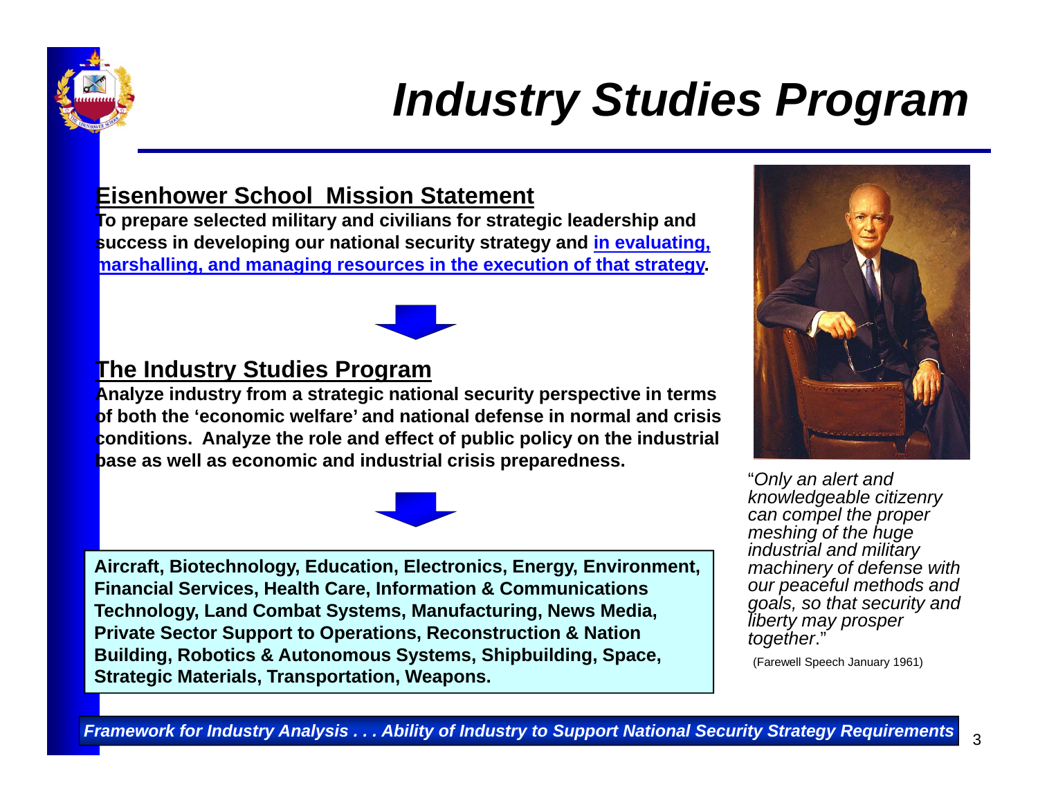# *Industry Studies Program*

## Eisenhower School Mission Statement

**To prepare selected military and civilians for strategic leadership and success in developing our national security strategy and in evaluating, marshalling, and managing resources in the execution of that strategy.**

## The Industry Studies Program

**Analyze industry from a strategic national security perspective in terms of both the 'economic welfare' and national defense in normal and crisis conditions. Analyze the role and effect of public policy on the industrial base as well as economic and industrial crisis preparedness.**

**Aircraft, Biotechnology, Education, Electronics, Energy, Environment, Financial Services, Health Care, Information & Communications Technology, Land Combat Systems, Manufacturing, News Media, Private Sector Support to Operations, Reconstruction & Nation Building, Robotics & Autonomous Systems, Shipbuilding, Space, Strategic Materials, Transportation, Weapons.**

"*Only an alert and knowledgeable citizenry can compel the proper meshing of the huge industrial and military machinery of defense with our peaceful methods and goals, so that security and liberty may prosper together*."

(Farewell Speech January 1961)

***Framework for Industry Analysis . . . Ability of Industry to Support National Security Strategy Requirements***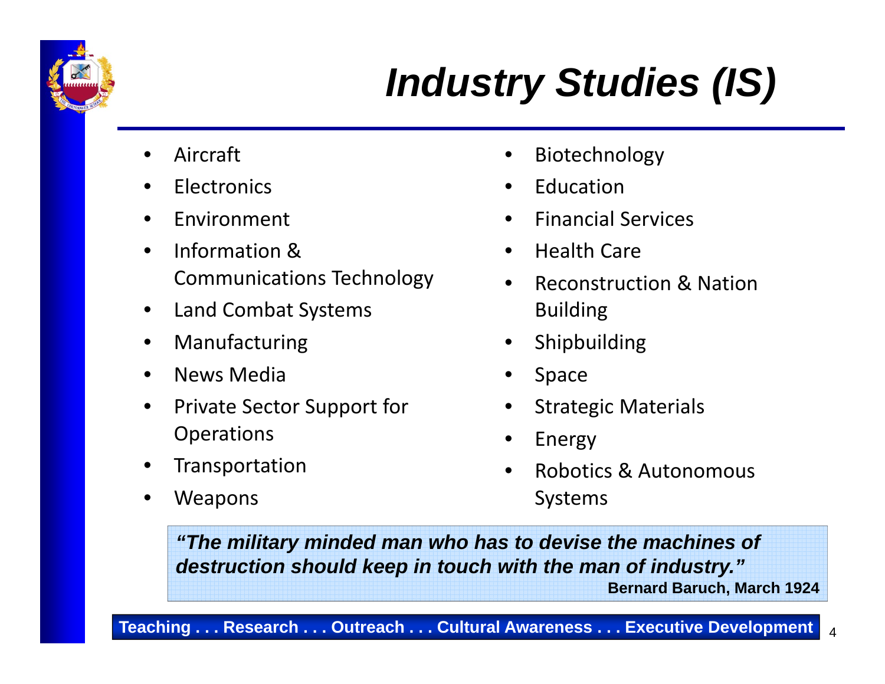# Industry Studies (IS)

- Aircraft
- Electronics
- Environment
- Information & Communications Technology
- Land Combat Systems
- Manufacturing
- News Media
- Private Sector Support for Operations
- Transportation
- Weapons
- Biotechnology
- Education
- Financial Services
- Health Care
- Reconstruction & Nation Building
- Shipbuilding
- Space
- Strategic Materials
- Energy
- Robotics & Autonomous Systems

***"The military minded man who has to devise the machines of destruction should keep in touch with the man of industry."***

**Bernard Baruch, March 1924**

**Teaching . . . Research . . . Outreach . . . Cultural Awareness . . . Executive Development**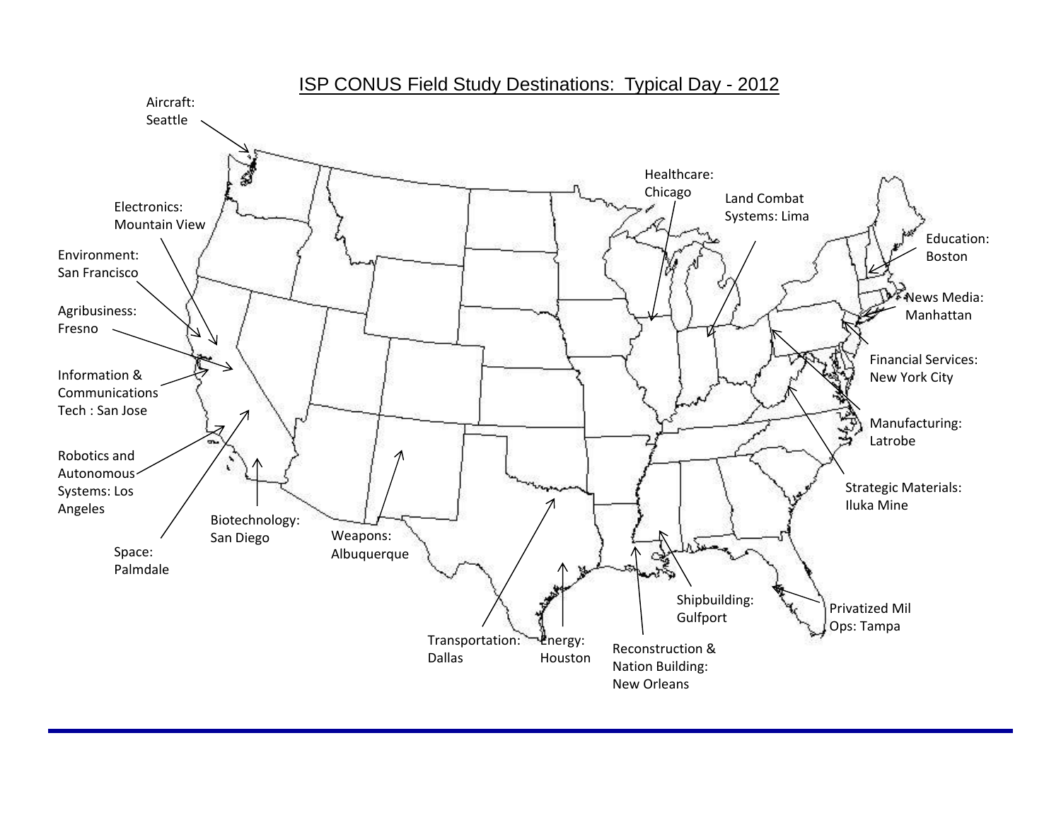## ISP CONUS Field Study Destinations: Typical Day - 2012

Aircraft: Seattle

Electronics: Mountain View

Environment: San Francisco

Agribusiness: Fresno

Information & Communications Tech : San Jose

Robotics and Autonomous Systems: Los Angeles

Space: Palmdale

Biotechnology: San Diego

Weapons: Albuquerque

Transportation: Dallas

Energy: Houston

Reconstruction & Nation Building: New Orleans

Shipbuilding: Gulfport

Privatized Mil Ops: Tampa

Healthcare: Chicago

Land Combat Systems: Lima

Education: Boston

News Media: Manhattan

Financial Services: New York City

Manufacturing: Latrobe

Strategic Materials: Iluka Mine